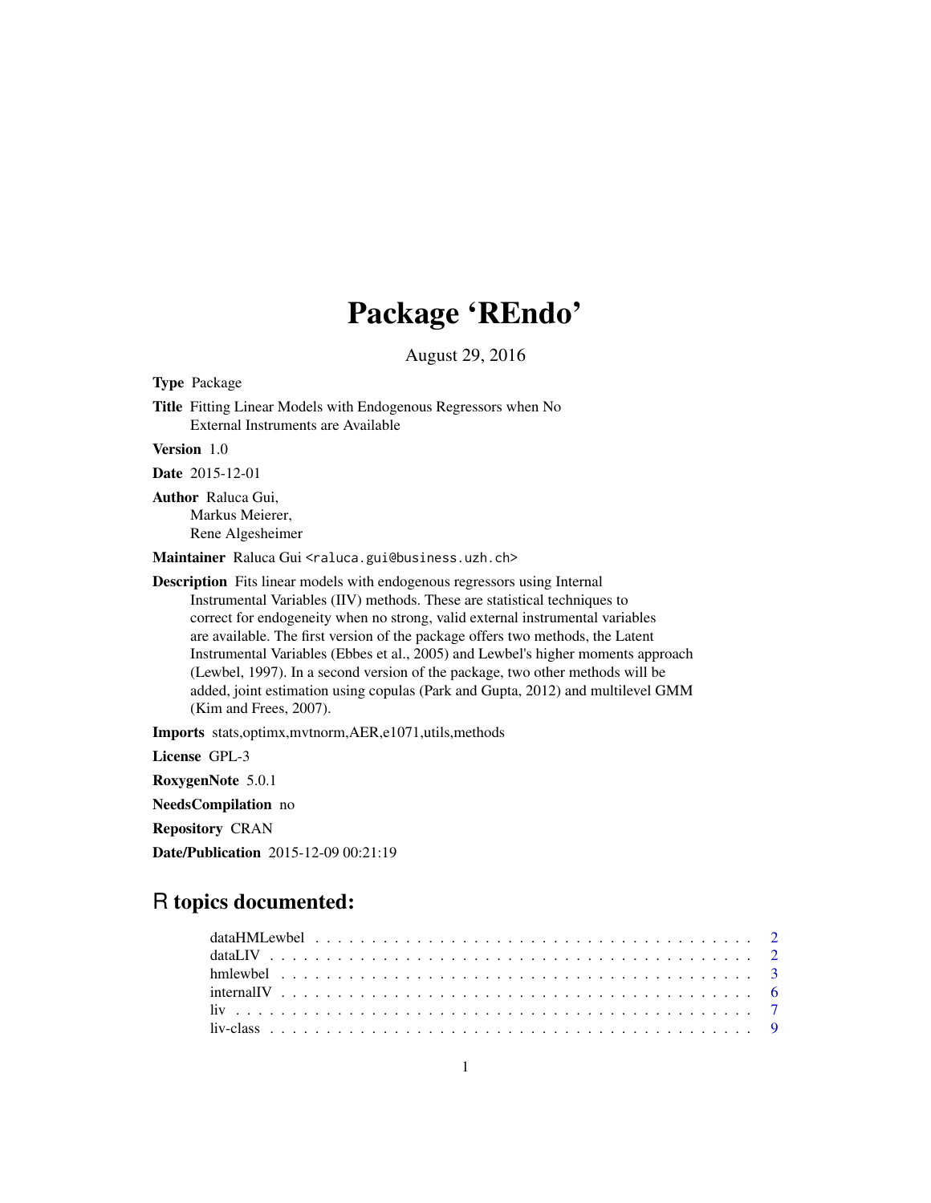# Package 'REndo'

August 29, 2016

**Type** Package

**Title** Fitting Linear Models with Endogenous Regressors when No External Instruments are Available

**Version** 1.0

**Date** 2015-12-01

**Author** Raluca Gui, Markus Meierer, Rene Algesheimer

**Maintainer** Raluca Gui <raluca.gui@business.uzh.ch>

**Description** Fits linear models with endogenous regressors using Internal Instrumental Variables (IIV) methods. These are statistical techniques to correct for endogeneity when no strong, valid external instrumental variables are available. The first version of the package offers two methods, the Latent Instrumental Variables (Ebbes et al., 2005) and Lewbel's higher moments approach (Lewbel, 1997). In a second version of the package, two other methods will be added, joint estimation using copulas (Park and Gupta, 2012) and multilevel GMM (Kim and Frees, 2007).

**Imports** stats,optimx,mvtnorm,AER,e1071,utils,methods

**License** GPL-3

**RoxygenNote** 5.0.1

**NeedsCompilation** no

**Repository** CRAN

**Date/Publication** 2015-12-09 00:21:19

## R topics documented:

| | |
|---|---|
| dataHMLewbel | 2 |
| dataLIV | 2 |
| hmlewbel | 3 |
| internalIV | 6 |
| liv | 7 |
| liv-class | 9 |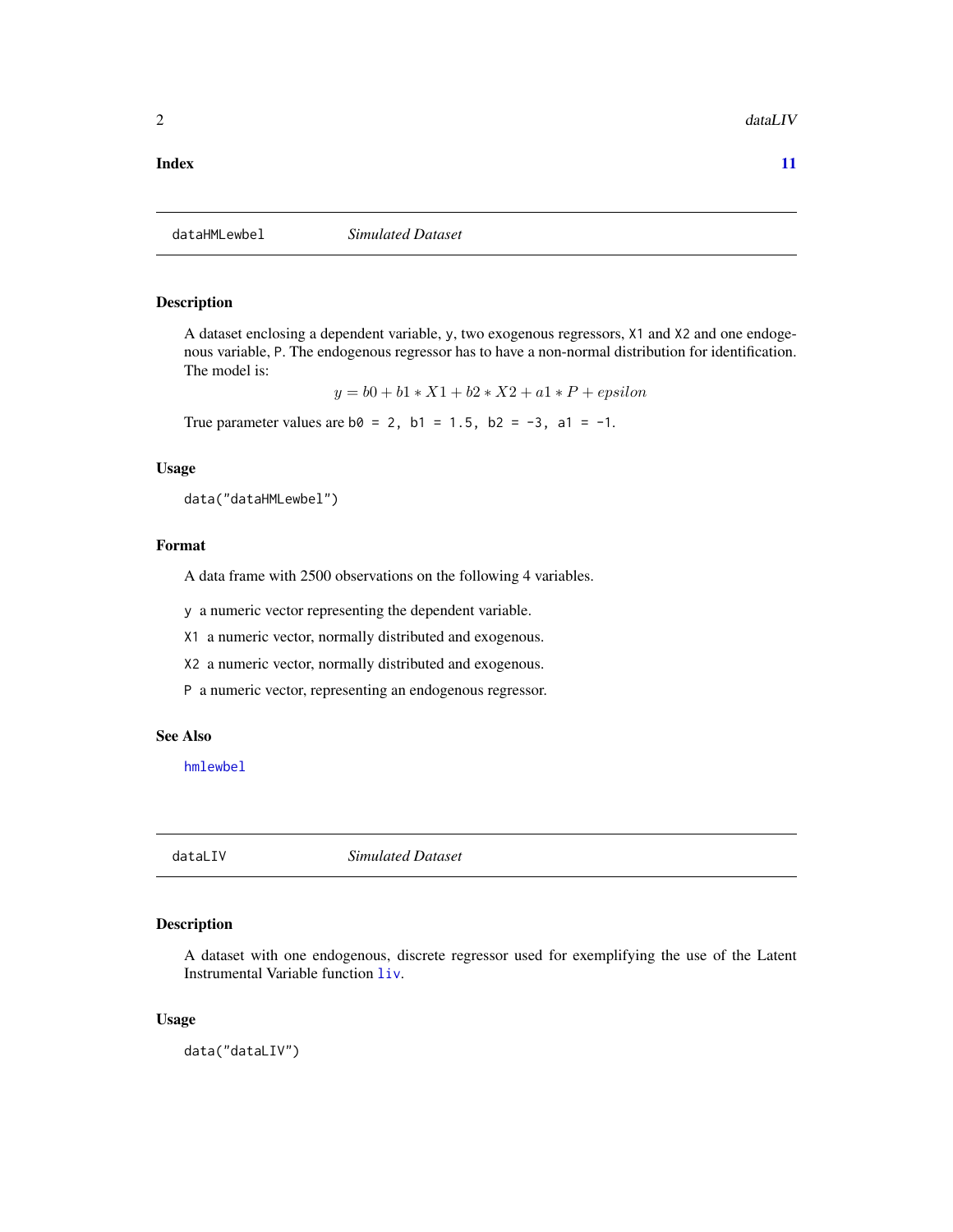**Index** **11**

---

## dataHMLewbel — *Simulated Dataset*

### Description

A dataset enclosing a dependent variable, `y`, two exogenous regressors, `X1` and `X2` and one endogenous variable, `P`. The endogenous regressor has to have a non-normal distribution for identification. The model is:

$$y = b0 + b1 * X1 + b2 * X2 + a1 * P + epsilon$$

True parameter values are `b0 = 2, b1 = 1.5, b2 = -3, a1 = -1`.

### Usage

```
data("dataHMLewbel")
```

### Format

A data frame with 2500 observations on the following 4 variables.

- `y` a numeric vector representing the dependent variable.
- `X1` a numeric vector, normally distributed and exogenous.
- `X2` a numeric vector, normally distributed and exogenous.
- `P` a numeric vector, representing an endogenous regressor.

### See Also

`hmlewbel`

---

## dataLIV — *Simulated Dataset*

### Description

A dataset with one endogenous, discrete regressor used for exemplifying the use of the Latent Instrumental Variable function `liv`.

### Usage

```
data("dataLIV")
```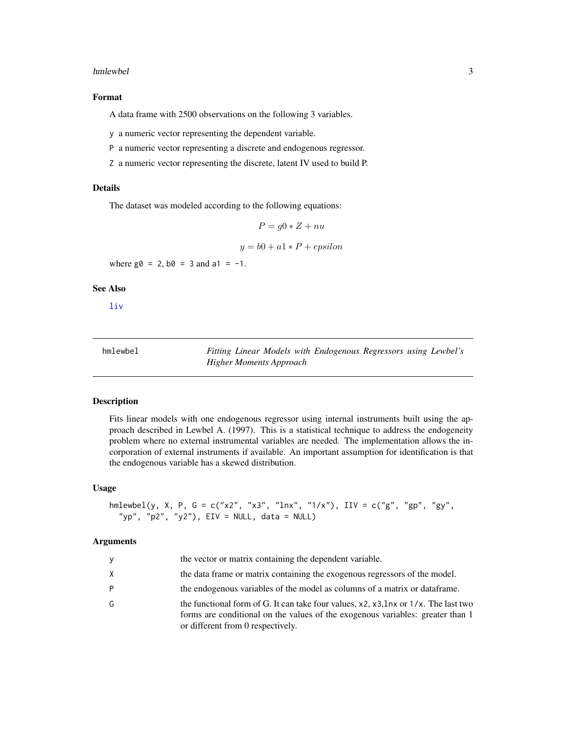### Format

A data frame with 2500 observations on the following 3 variables.

- `y` a numeric vector representing the dependent variable.
- `P` a numeric vector representing a discrete and endogenous regressor.
- `Z` a numeric vector representing the discrete, latent IV used to build P.

### Details

The dataset was modeled according to the following equations:

$$P = g0 * Z + nu$$

$$y = b0 + a1 * P + epsilon$$

where `g0 = 2`, `b0 = 3` and `a1 = -1`.

### See Also

`liv`

---

## hmlewbel — *Fitting Linear Models with Endogenous Regressors using Lewbel's Higher Moments Approach*

### Description

Fits linear models with one endogenous regressor using internal instruments built using the approach described in Lewbel A. (1997). This is a statistical technique to address the endogeneity problem where no external instrumental variables are needed. The implementation allows the incorporation of external instruments if available. An important assumption for identification is that the endogenous variable has a skewed distribution.

### Usage

```
hmlewbel(y, X, P, G = c("x2", "x3", "lnx", "1/x"), IIV = c("g", "gp", "gy",
  "yp", "p2", "y2"), EIV = NULL, data = NULL)
```

### Arguments

| | |
|---|---|
| `y` | the vector or matrix containing the dependent variable. |
| `X` | the data frame or matrix containing the exogenous regressors of the model. |
| `P` | the endogenous variables of the model as columns of a matrix or dataframe. |
| `G` | the functional form of G. It can take four values, `x2`, `x3`,`lnx` or `1/x`. The last two forms are conditional on the values of the exogenous variables: greater than 1 or different from 0 respectively. |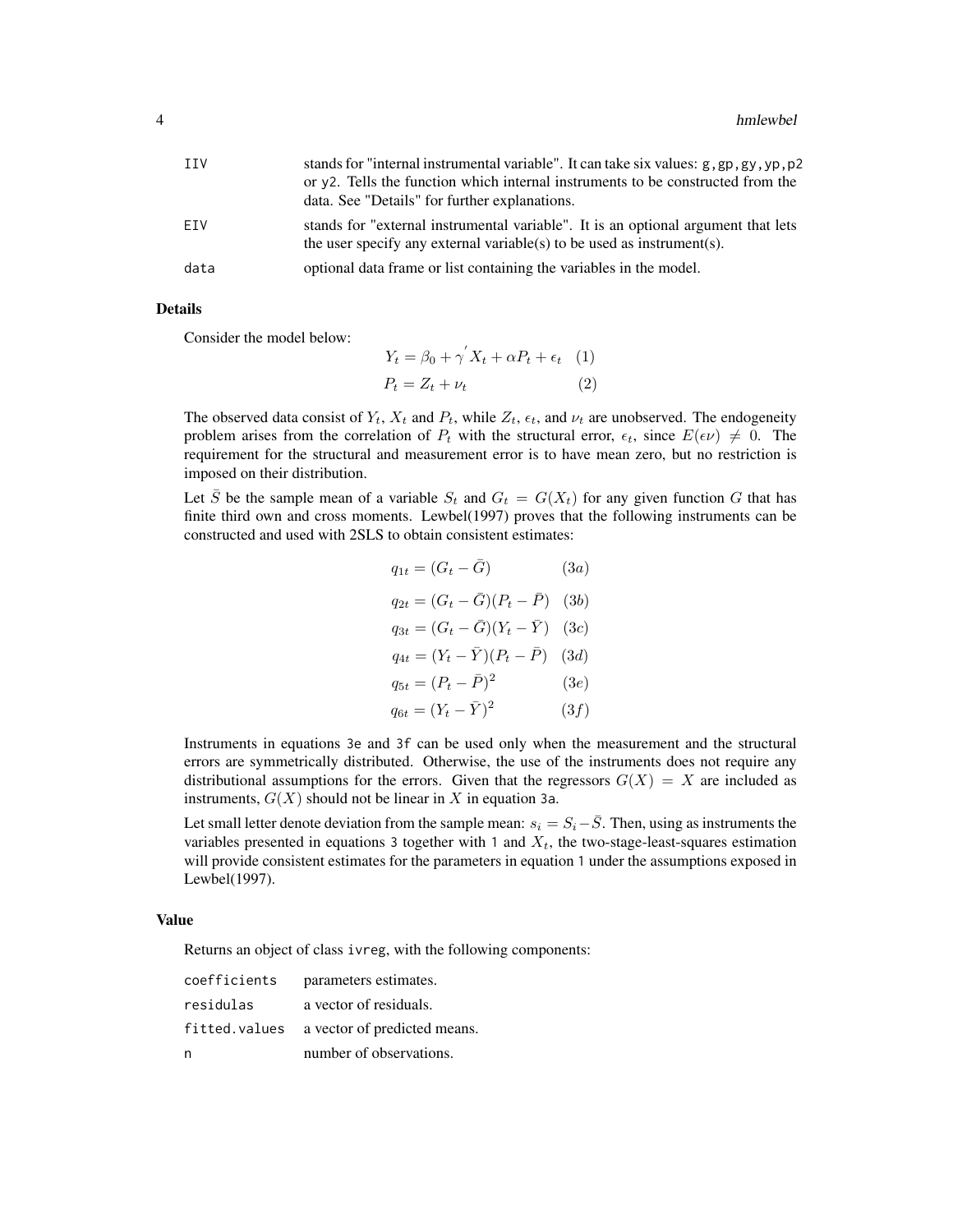| | |
|---|---|
| IIV | stands for "internal instrumental variable". It can take six values: `g,gp,gy,yp,p2` or `y2`. Tells the function which internal instruments to be constructed from the data. See "Details" for further explanations. |
| EIV | stands for "external instrumental variable". It is an optional argument that lets the user specify any external variable(s) to be used as instrument(s). |
| data | optional data frame or list containing the variables in the model. |

### Details

Consider the model below:

$$Y_t = \beta_0 + \gamma^{'} X_t + \alpha P_t + \epsilon_t \quad (1)$$

$$P_t = Z_t + \nu_t \quad (2)$$

The observed data consist of $Y_t$, $X_t$ and $P_t$, while $Z_t$, $\epsilon_t$, and $\nu_t$ are unobserved. The endogeneity problem arises from the correlation of $P_t$ with the structural error, $\epsilon_t$, since $E(\epsilon\nu) \neq 0$. The requirement for the structural and measurement error is to have mean zero, but no restriction is imposed on their distribution.

Let $\bar{S}$ be the sample mean of a variable $S_t$ and $G_t = G(X_t)$ for any given function $G$ that has finite third own and cross moments. Lewbel(1997) proves that the following instruments can be constructed and used with 2SLS to obtain consistent estimates:

$$q_{1t} = (G_t - \bar{G}) \quad (3a)$$

$$q_{2t} = (G_t - \bar{G})(P_t - \bar{P}) \quad (3b)$$

$$q_{3t} = (G_t - \bar{G})(Y_t - \bar{Y}) \quad (3c)$$

$$q_{4t} = (Y_t - \bar{Y})(P_t - \bar{P}) \quad (3d)$$

$$q_{5t} = (P_t - \bar{P})^2 \quad (3e)$$

$$q_{6t} = (Y_t - \bar{Y})^2 \quad (3f)$$

Instruments in equations `3e` and `3f` can be used only when the measurement and the structural errors are symmetrically distributed. Otherwise, the use of the instruments does not require any distributional assumptions for the errors. Given that the regressors $G(X) = X$ are included as instruments, $G(X)$ should not be linear in $X$ in equation `3a`.

Let small letter denote deviation from the sample mean: $s_i = S_i - \bar{S}$. Then, using as instruments the variables presented in equations `3` together with `1` and $X_t$, the two-stage-least-squares estimation will provide consistent estimates for the parameters in equation `1` under the assumptions exposed in Lewbel(1997).

### Value

Returns an object of class `ivreg`, with the following components:

| | |
|---|---|
| coefficients | parameters estimates. |
| residulas | a vector of residuals. |
| fitted.values | a vector of predicted means. |
| n | number of observations. |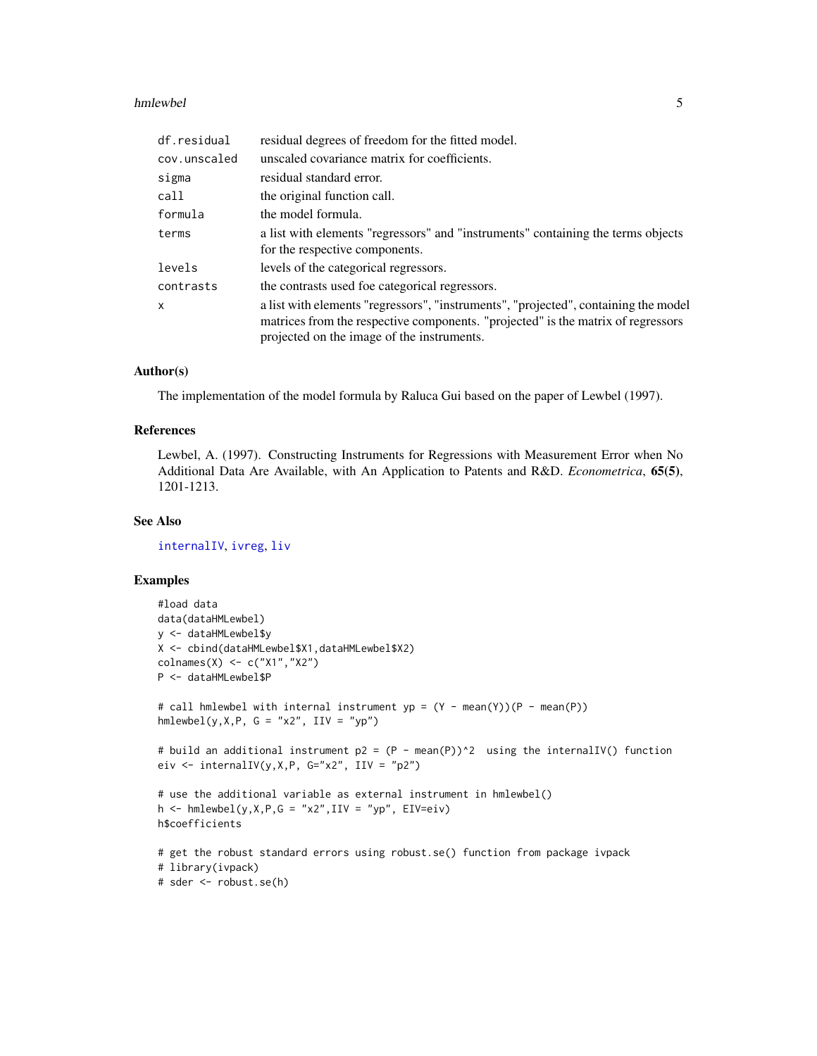| | |
|---|---|
| df.residual | residual degrees of freedom for the fitted model. |
| cov.unscaled | unscaled covariance matrix for coefficients. |
| sigma | residual standard error. |
| call | the original function call. |
| formula | the model formula. |
| terms | a list with elements "regressors" and "instruments" containing the terms objects for the respective components. |
| levels | levels of the categorical regressors. |
| contrasts | the contrasts used foe categorical regressors. |
| x | a list with elements "regressors", "instruments", "projected", containing the model matrices from the respective components. "projected" is the matrix of regressors projected on the image of the instruments. |

### Author(s)

The implementation of the model formula by Raluca Gui based on the paper of Lewbel (1997).

### References

Lewbel, A. (1997). Constructing Instruments for Regressions with Measurement Error when No Additional Data Are Available, with An Application to Patents and R&D. *Econometrica*, **65(5)**, 1201-1213.

### See Also

internalIV, ivreg, liv

### Examples

```
#load data
data(dataHMLewbel)
y <- dataHMLewbel$y
X <- cbind(dataHMLewbel$X1,dataHMLewbel$X2)
colnames(X) <- c("X1","X2")
P <- dataHMLewbel$P

# call hmlewbel with internal instrument yp = (Y - mean(Y))(P - mean(P))
hmlewbel(y,X,P, G = "x2", IIV = "yp")

# build an additional instrument p2 = (P - mean(P))^2  using the internalIV() function
eiv <- internalIV(y,X,P, G="x2", IIV = "p2")

# use the additional variable as external instrument in hmlewbel()
h <- hmlewbel(y,X,P,G = "x2",IIV = "yp", EIV=eiv)
h$coefficients

# get the robust standard errors using robust.se() function from package ivpack
# library(ivpack)
# sder <- robust.se(h)
```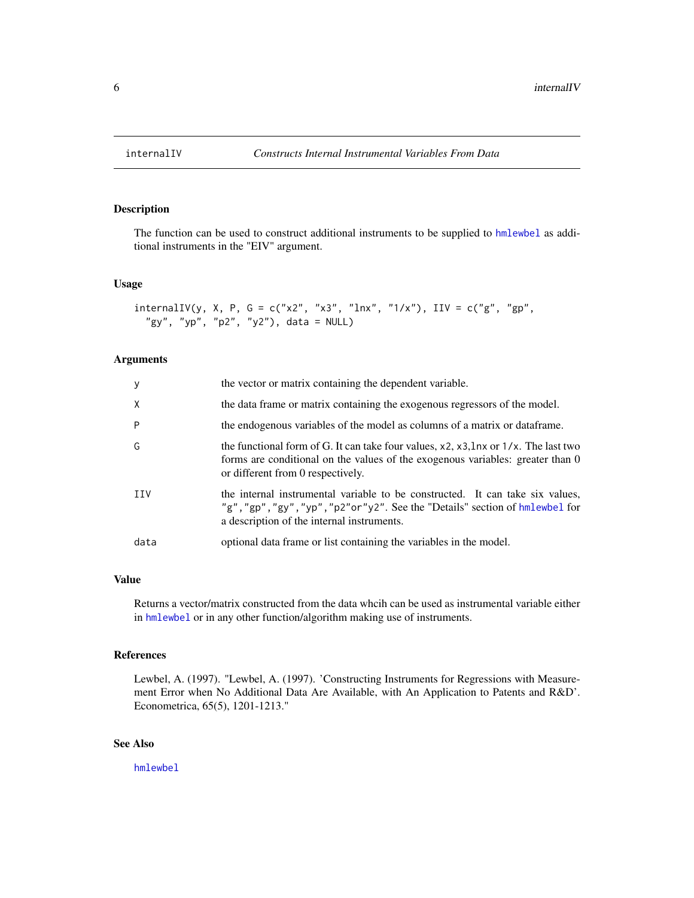# internalIV — *Constructs Internal Instrumental Variables From Data*

## Description

The function can be used to construct additional instruments to be supplied to `hmlewbel` as additional instruments in the "EIV" argument.

## Usage

```
internalIV(y, X, P, G = c("x2", "x3", "lnx", "1/x"), IIV = c("g", "gp",
  "gy", "yp", "p2", "y2"), data = NULL)
```

## Arguments

| | |
|---|---|
| y | the vector or matrix containing the dependent variable. |
| X | the data frame or matrix containing the exogenous regressors of the model. |
| P | the endogenous variables of the model as columns of a matrix or dataframe. |
| G | the functional form of G. It can take four values, `x2`, `x3`,`lnx` or `1/x`. The last two forms are conditional on the values of the exogenous variables: greater than 0 or different from 0 respectively. |
| IIV | the internal instrumental variable to be constructed. It can take six values, `"g"`,`"gp"`,`"gy"`,`"yp"`,`"p2"`or`"y2"`. See the "Details" section of `hmlewbel` for a description of the internal instruments. |
| data | optional data frame or list containing the variables in the model. |

## Value

Returns a vector/matrix constructed from the data whcih can be used as instrumental variable either in `hmlewbel` or in any other function/algorithm making use of instruments.

## References

Lewbel, A. (1997). "Lewbel, A. (1997). 'Constructing Instruments for Regressions with Measurement Error when No Additional Data Are Available, with An Application to Patents and R&D'. Econometrica, 65(5), 1201-1213."

## See Also

`hmlewbel`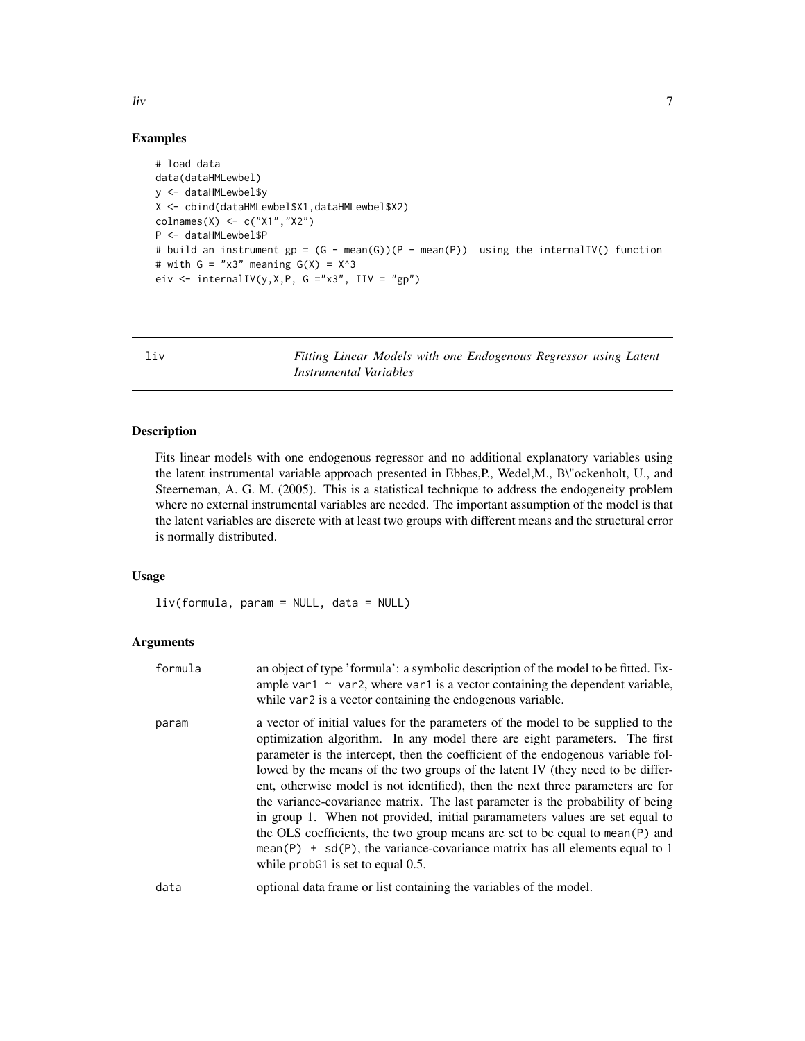## Examples

```
# load data
data(dataHMLewbel)
y <- dataHMLewbel$y
X <- cbind(dataHMLewbel$X1,dataHMLewbel$X2)
colnames(X) <- c("X1","X2")
P <- dataHMLewbel$P
# build an instrument gp = (G - mean(G))(P - mean(P))  using the internalIV() function
# with G = "x3" meaning G(X) = X^3
eiv <- internalIV(y,X,P, G ="x3", IIV = "gp")
```

---

# liv — *Fitting Linear Models with one Endogenous Regressor using Latent Instrumental Variables*

---

## Description

Fits linear models with one endogenous regressor and no additional explanatory variables using the latent instrumental variable approach presented in Ebbes,P., Wedel,M., B\"ockenholt, U., and Steerneman, A. G. M. (2005). This is a statistical technique to address the endogeneity problem where no external instrumental variables are needed. The important assumption of the model is that the latent variables are discrete with at least two groups with different means and the structural error is normally distributed.

## Usage

```
liv(formula, param = NULL, data = NULL)
```

## Arguments

| | |
|---|---|
| `formula` | an object of type 'formula': a symbolic description of the model to be fitted. Example `var1 ~ var2`, where `var1` is a vector containing the dependent variable, while `var2` is a vector containing the endogenous variable. |
| `param` | a vector of initial values for the parameters of the model to be supplied to the optimization algorithm. In any model there are eight parameters. The first parameter is the intercept, then the coefficient of the endogenous variable followed by the means of the two groups of the latent IV (they need to be different, otherwise model is not identified), then the next three parameters are for the variance-covariance matrix. The last parameter is the probability of being in group 1. When not provided, initial paramameters values are set equal to the OLS coefficients, the two group means are set to be equal to `mean(P)` and `mean(P) + sd(P)`, the variance-covariance matrix has all elements equal to 1 while `probG1` is set to equal 0.5. |
| `data` | optional data frame or list containing the variables of the model. |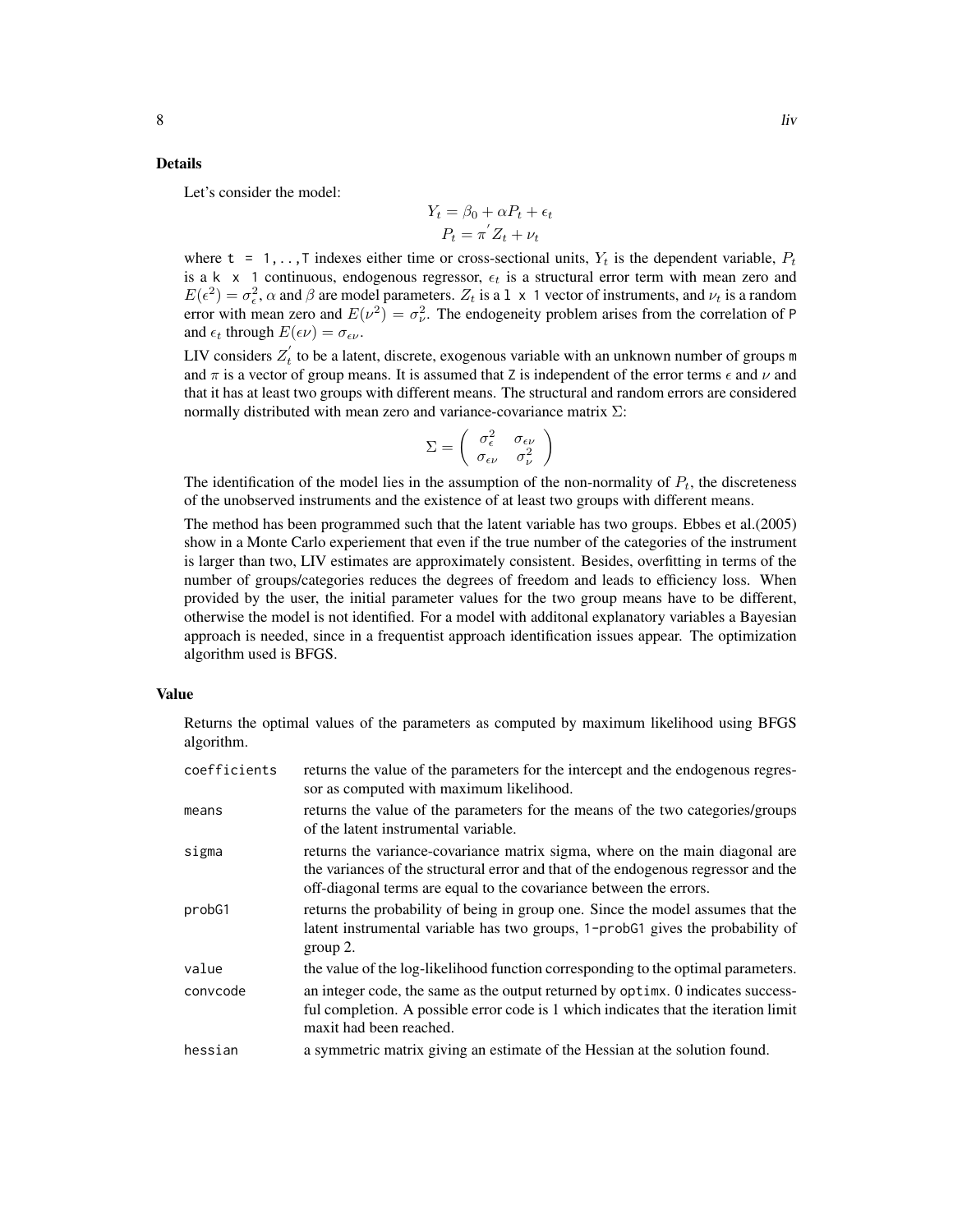### Details

Let's consider the model:

$$Y_t = \beta_0 + \alpha P_t + \epsilon_t$$
$$P_t = \pi^{'} Z_t + \nu_t$$

where `t = 1,..,T` indexes either time or cross-sectional units, $Y_t$ is the dependent variable, $P_t$ is a `k x 1` continuous, endogenous regressor, $\epsilon_t$ is a structural error term with mean zero and $E(\epsilon^2) = \sigma^2_\epsilon$, $\alpha$ and $\beta$ are model parameters. $Z_t$ is a `l x 1` vector of instruments, and $\nu_t$ is a random error with mean zero and $E(\nu^2) = \sigma^2_\nu$. The endogeneity problem arises from the correlation of `P` and $\epsilon_t$ through $E(\epsilon\nu) = \sigma_{\epsilon\nu}$.

LIV considers $Z_t^{'}$ to be a latent, discrete, exogenous variable with an unknown number of groups `m` and $\pi$ is a vector of group means. It is assumed that `Z` is independent of the error terms $\epsilon$ and $\nu$ and that it has at least two groups with different means. The structural and random errors are considered normally distributed with mean zero and variance-covariance matrix $\Sigma$:

$$\Sigma = \left( \begin{array}{cc} \sigma^2_\epsilon & \sigma_{\epsilon\nu} \\ \sigma_{\epsilon\nu} & \sigma^2_\nu \end{array} \right)$$

The identification of the model lies in the assumption of the non-normality of $P_t$, the discreteness of the unobserved instruments and the existence of at least two groups with different means.

The method has been programmed such that the latent variable has two groups. Ebbes et al.(2005) show in a Monte Carlo experiement that even if the true number of the categories of the instrument is larger than two, LIV estimates are approximately consistent. Besides, overfitting in terms of the number of groups/categories reduces the degrees of freedom and leads to efficiency loss. When provided by the user, the initial parameter values for the two group means have to be different, otherwise the model is not identified. For a model with additonal explanatory variables a Bayesian approach is needed, since in a frequentist approach identification issues appear. The optimization algorithm used is BFGS.

### Value

Returns the optimal values of the parameters as computed by maximum likelihood using BFGS algorithm.

| | |
|---|---|
| `coefficients` | returns the value of the parameters for the intercept and the endogenous regressor as computed with maximum likelihood. |
| `means` | returns the value of the parameters for the means of the two categories/groups of the latent instrumental variable. |
| `sigma` | returns the variance-covariance matrix sigma, where on the main diagonal are the variances of the structural error and that of the endogenous regressor and the off-diagonal terms are equal to the covariance between the errors. |
| `probG1` | returns the probability of being in group one. Since the model assumes that the latent instrumental variable has two groups, `1-probG1` gives the probability of group 2. |
| `value` | the value of the log-likelihood function corresponding to the optimal parameters. |
| `convcode` | an integer code, the same as the output returned by `optimx`. 0 indicates successful completion. A possible error code is 1 which indicates that the iteration limit maxit had been reached. |
| `hessian` | a symmetric matrix giving an estimate of the Hessian at the solution found. |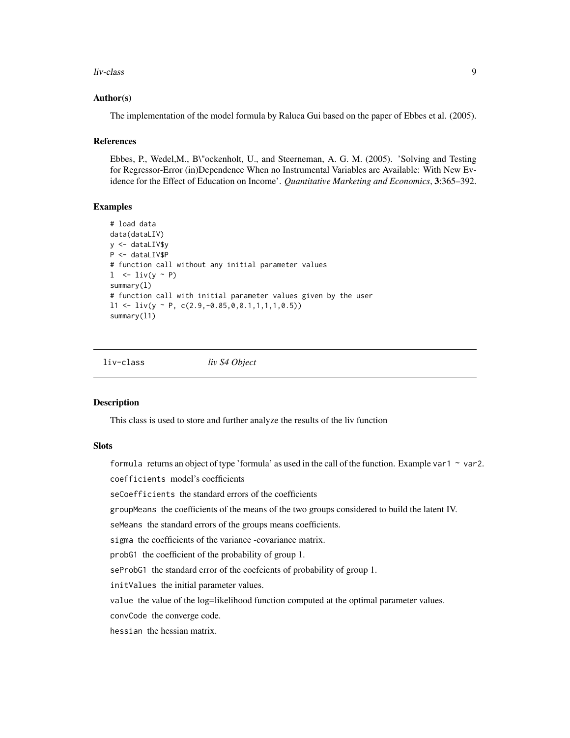## Author(s)

The implementation of the model formula by Raluca Gui based on the paper of Ebbes et al. (2005).

## References

Ebbes, P., Wedel,M., B\"ockenholt, U., and Steerneman, A. G. M. (2005). 'Solving and Testing for Regressor-Error (in)Dependence When no Instrumental Variables are Available: With New Evidence for the Effect of Education on Income'. *Quantitative Marketing and Economics*, **3**:365–392.

## Examples

```
# load data
data(dataLIV)
y <- dataLIV$y
P <- dataLIV$P
# function call without any initial parameter values
l  <- liv(y ~ P)
summary(l)
# function call with initial parameter values given by the user
l1 <- liv(y ~ P, c(2.9,-0.85,0,0.1,1,1,1,0.5))
summary(l1)
```

---

# liv-class *liv S4 Object*

## Description

This class is used to store and further analyze the results of the liv function

## Slots

`formula` returns an object of type 'formula' as used in the call of the function. Example `var1 ~ var2`.

`coefficients` model's coefficients

`seCoefficients` the standard errors of the coefficients

`groupMeans` the coefficients of the means of the two groups considered to build the latent IV.

`seMeans` the standard errors of the groups means coefficients.

`sigma` the coefficients of the variance -covariance matrix.

`probG1` the coefficient of the probability of group 1.

`seProbG1` the standard error of the coefcients of probability of group 1.

`initValues` the initial parameter values.

`value` the value of the log=likelihood function computed at the optimal parameter values.

`convCode` the converge code.

`hessian` the hessian matrix.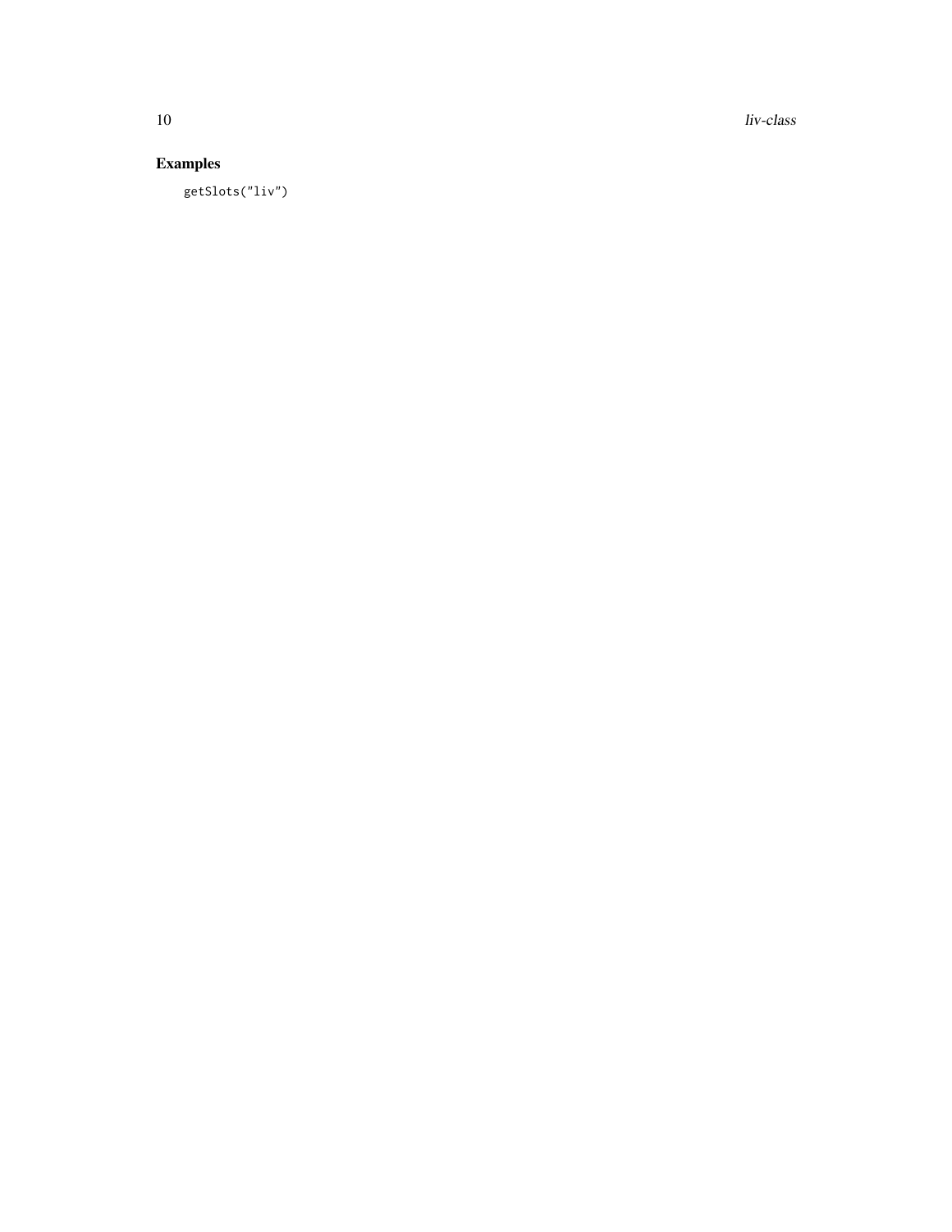## Examples

```
getSlots("liv")
```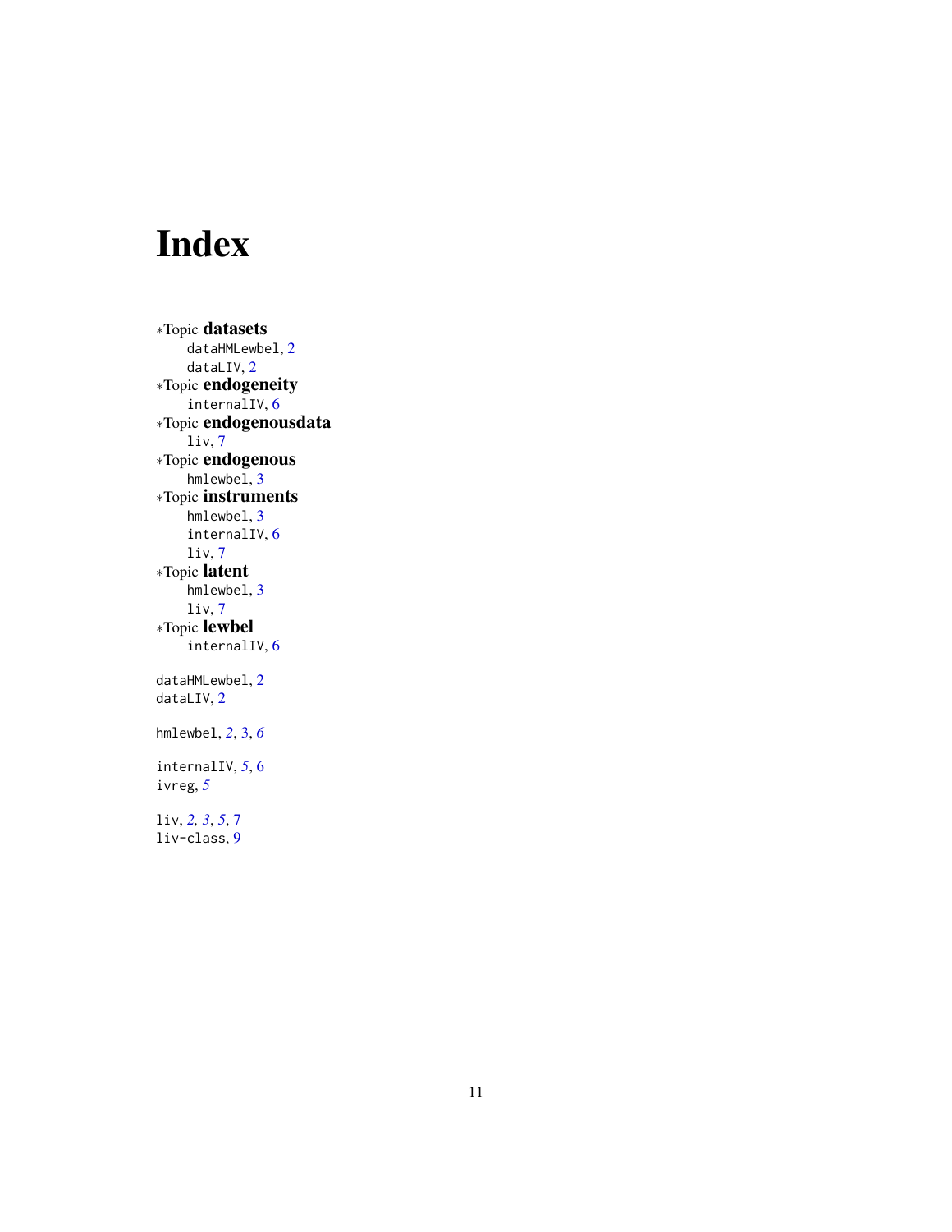# Index

*Topic **datasets**
  dataHMLewbel, 2
  dataLIV, 2
*Topic **endogeneity**
  internalIV, 6
*Topic **endogenousdata**
  liv, 7
*Topic **endogenous**
  hmlewbel, 3
*Topic **instruments**
  hmlewbel, 3
  internalIV, 6
  liv, 7
*Topic **latent**
  hmlewbel, 3
  liv, 7
*Topic **lewbel**
  internalIV, 6

dataHMLewbel, 2
dataLIV, 2

hmlewbel, *2*, 3, *6*

internalIV, *5*, 6
ivreg, *5*

liv, *2*, *3*, *5*, 7
liv-class, 9